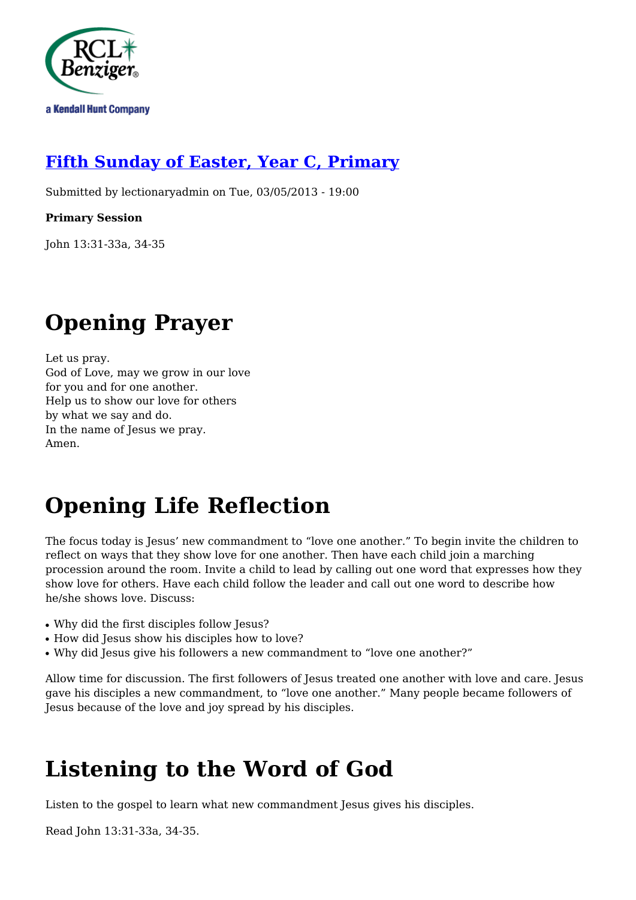## [Fifth Sunday of Easter, Year C, Primary]

Submitted by lectionaryadmin on Tue, 03/05/2013 - 19:00

**Primary Session**

John 13:31-33a, 34-35

# Opening Prayer

Let us pray.
God of Love, may we grow in our love
for you and for one another.
Help us to show our love for others
by what we say and do.
In the name of Jesus we pray.
Amen.

# Opening Life Reflection

The focus today is Jesus' new commandment to "love one another." To begin invite the children to reflect on ways that they show love for one another. Then have each child join a marching procession around the room. Invite a child to lead by calling out one word that expresses how they show love for others. Have each child follow the leader and call out one word to describe how he/she shows love. Discuss:

- Why did the first disciples follow Jesus?
- How did Jesus show his disciples how to love?
- Why did Jesus give his followers a new commandment to "love one another?"

Allow time for discussion. The first followers of Jesus treated one another with love and care. Jesus gave his disciples a new commandment, to "love one another." Many people became followers of Jesus because of the love and joy spread by his disciples.

# Listening to the Word of God

Listen to the gospel to learn what new commandment Jesus gives his disciples.

Read John 13:31-33a, 34-35.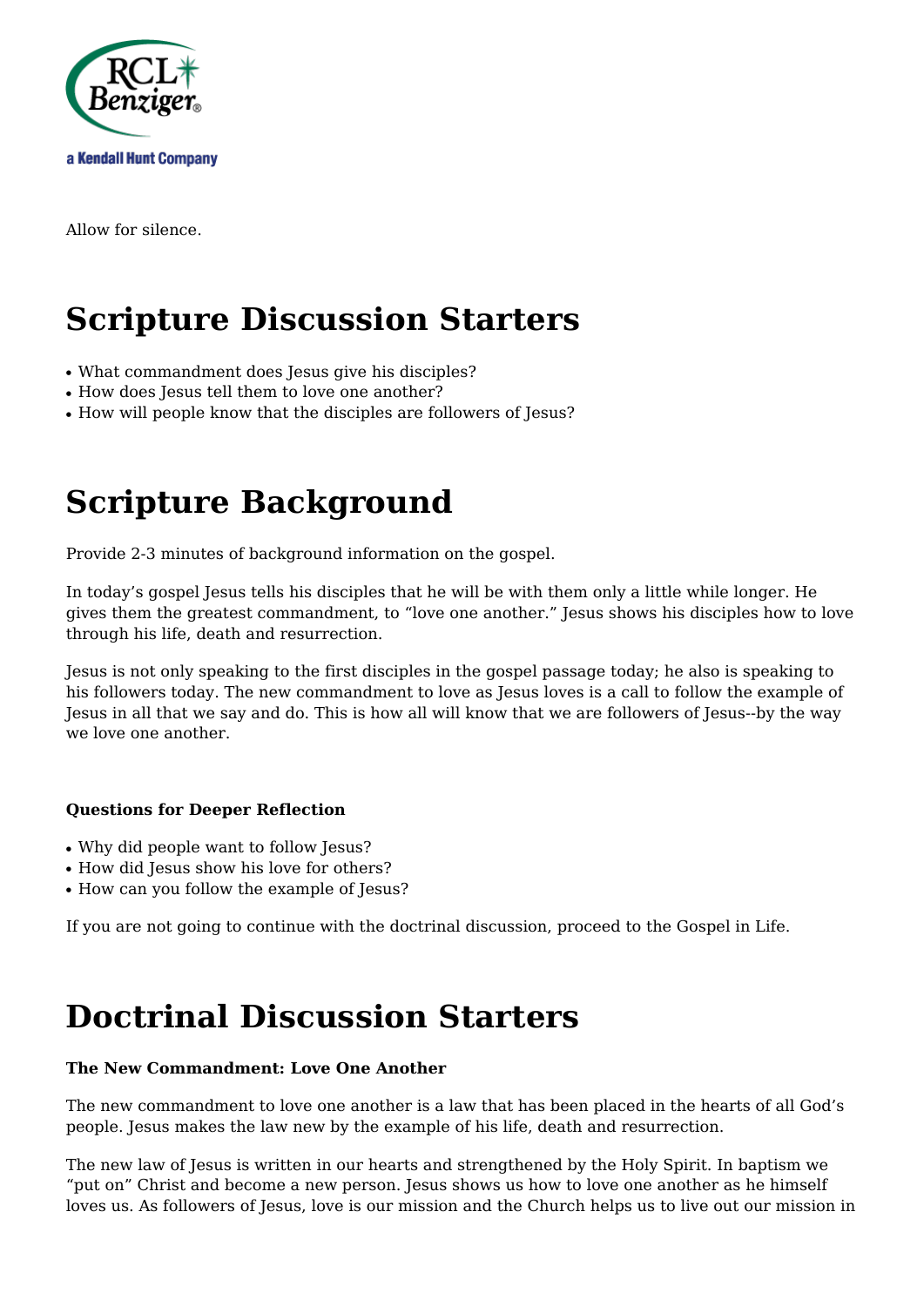Allow for silence.

# Scripture Discussion Starters

- What commandment does Jesus give his disciples?
- How does Jesus tell them to love one another?
- How will people know that the disciples are followers of Jesus?

# Scripture Background

Provide 2-3 minutes of background information on the gospel.

In today's gospel Jesus tells his disciples that he will be with them only a little while longer. He gives them the greatest commandment, to "love one another." Jesus shows his disciples how to love through his life, death and resurrection.

Jesus is not only speaking to the first disciples in the gospel passage today; he also is speaking to his followers today. The new commandment to love as Jesus loves is a call to follow the example of Jesus in all that we say and do. This is how all will know that we are followers of Jesus--by the way we love one another.

#### Questions for Deeper Reflection

- Why did people want to follow Jesus?
- How did Jesus show his love for others?
- How can you follow the example of Jesus?

If you are not going to continue with the doctrinal discussion, proceed to the Gospel in Life.

# Doctrinal Discussion Starters

#### The New Commandment: Love One Another

The new commandment to love one another is a law that has been placed in the hearts of all God's people. Jesus makes the law new by the example of his life, death and resurrection.

The new law of Jesus is written in our hearts and strengthened by the Holy Spirit. In baptism we "put on" Christ and become a new person. Jesus shows us how to love one another as he himself loves us. As followers of Jesus, love is our mission and the Church helps us to live out our mission in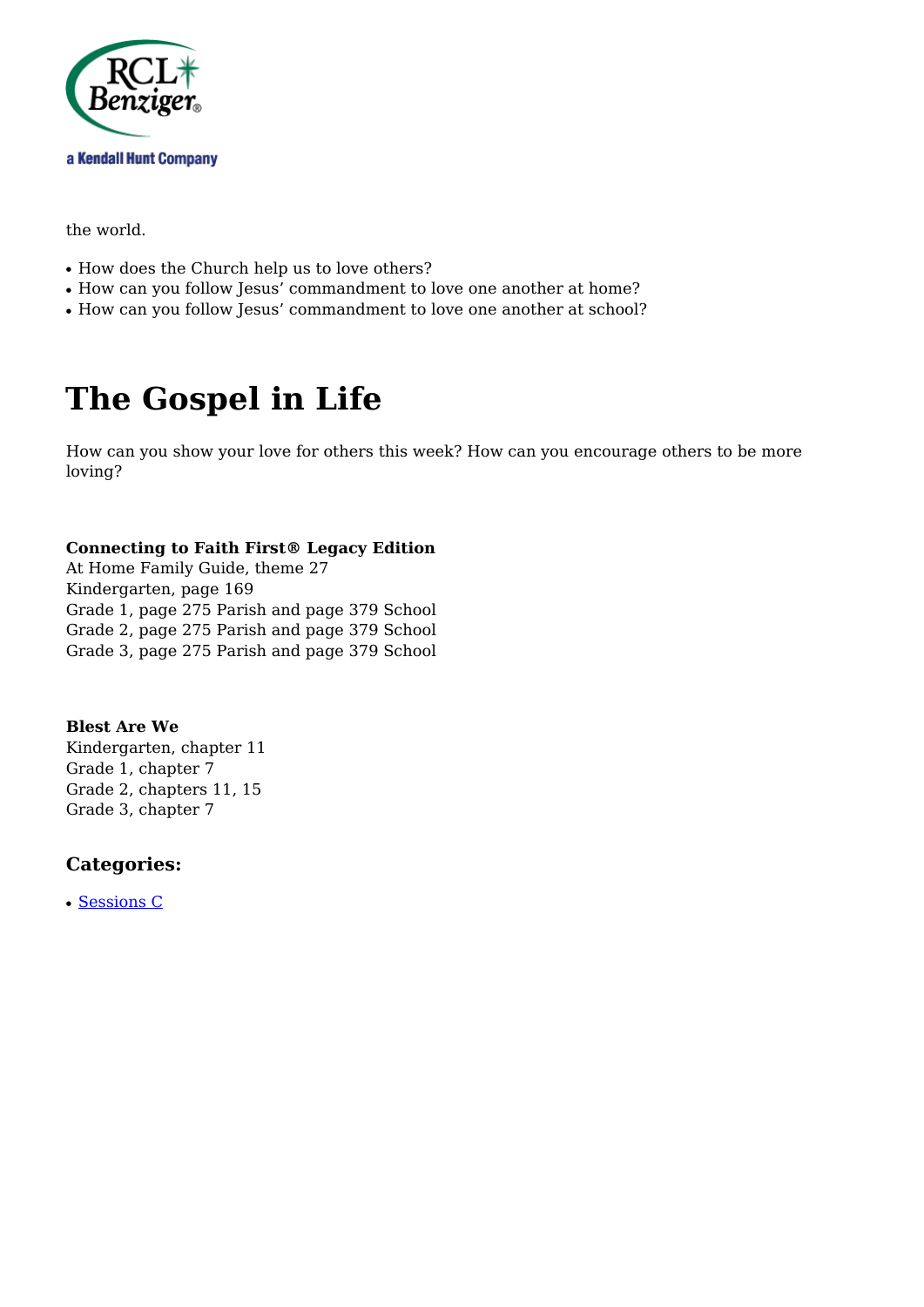the world.

- How does the Church help us to love others?
- How can you follow Jesus' commandment to love one another at home?
- How can you follow Jesus' commandment to love one another at school?

# The Gospel in Life

How can you show your love for others this week? How can you encourage others to be more loving?

**Connecting to Faith First® Legacy Edition**
At Home Family Guide, theme 27
Kindergarten, page 169
Grade 1, page 275 Parish and page 379 School
Grade 2, page 275 Parish and page 379 School
Grade 3, page 275 Parish and page 379 School

**Blest Are We**
Kindergarten, chapter 11
Grade 1, chapter 7
Grade 2, chapters 11, 15
Grade 3, chapter 7

### Categories:

- Sessions C